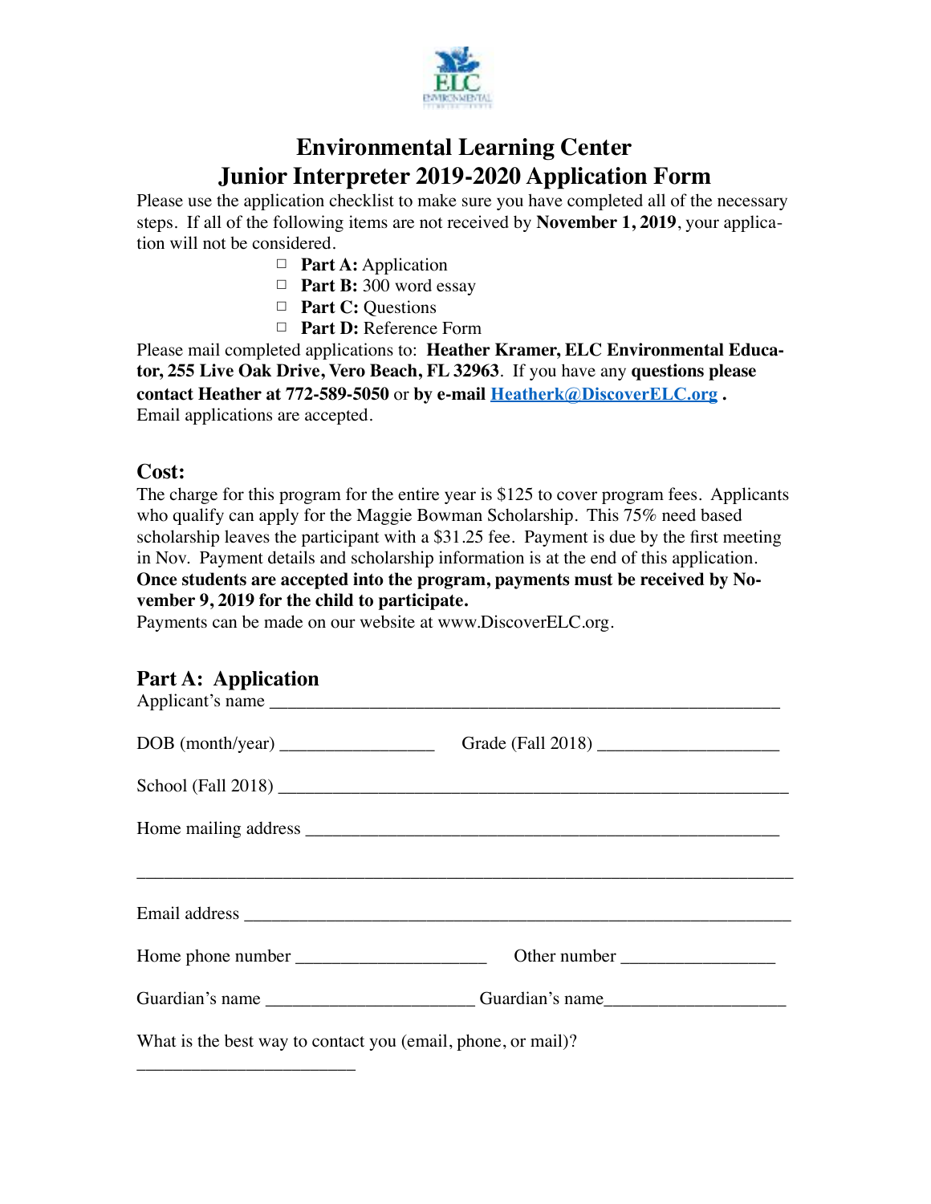# Environmental Learning Center
# Junior Interpreter 2019-2020 Application Form

Please use the application checklist to make sure you have completed all of the necessary steps. If all of the following items are not received by **November 1, 2019**, your application will not be considered.

- ☐ **Part A:** Application
- ☐ **Part B:** 300 word essay
- ☐ **Part C:** Questions
- ☐ **Part D:** Reference Form

Please mail completed applications to: **Heather Kramer, ELC Environmental Educator, 255 Live Oak Drive, Vero Beach, FL 32963**. If you have any **questions please contact Heather at 772-589-5050** or **by e-mail Heatherk@DiscoverELC.org .**
Email applications are accepted.

## Cost:

The charge for this program for the entire year is $125 to cover program fees. Applicants who qualify can apply for the Maggie Bowman Scholarship. This 75% need based scholarship leaves the participant with a $31.25 fee. Payment is due by the first meeting in Nov. Payment details and scholarship information is at the end of this application.
**Once students are accepted into the program, payments must be received by November 9, 2019 for the child to participate.**
Payments can be made on our website at www.DiscoverELC.org.

## Part A: Application

Applicant's name ___________________________________________________________

DOB (month/year) _________________ Grade (Fall 2018) ____________________

School (Fall 2018) ___________________________________________________________

Home mailing address ________________________________________________________

_____________________________________________________________________________

Email address ________________________________________________________________

Home phone number ______________________ Other number _________________

Guardian's name _______________________ Guardian's name____________________

What is the best way to contact you (email, phone, or mail)?

_________________________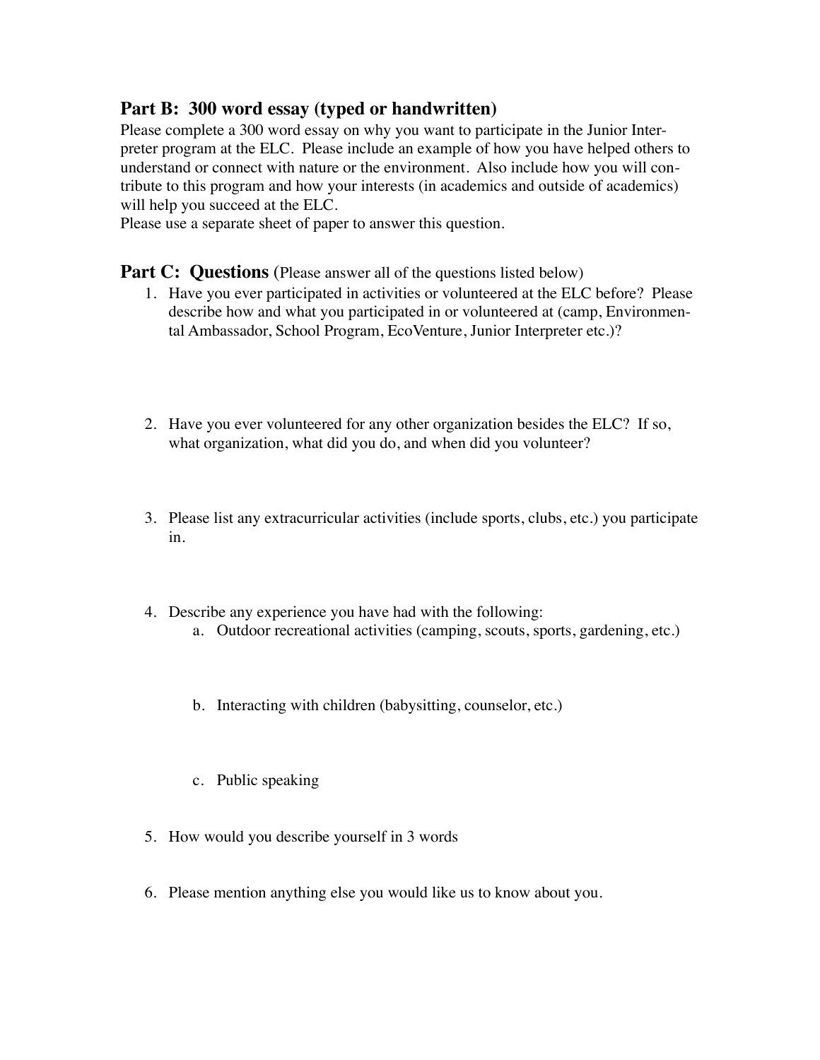## Part B: 300 word essay (typed or handwritten)

Please complete a 300 word essay on why you want to participate in the Junior Interpreter program at the ELC. Please include an example of how you have helped others to understand or connect with nature or the environment. Also include how you will contribute to this program and how your interests (in academics and outside of academics) will help you succeed at the ELC.
Please use a separate sheet of paper to answer this question.

## Part C: Questions (Please answer all of the questions listed below)

1. Have you ever participated in activities or volunteered at the ELC before? Please describe how and what you participated in or volunteered at (camp, Environmental Ambassador, School Program, EcoVenture, Junior Interpreter etc.)?

2. Have you ever volunteered for any other organization besides the ELC? If so, what organization, what did you do, and when did you volunteer?

3. Please list any extracurricular activities (include sports, clubs, etc.) you participate in.

4. Describe any experience you have had with the following:
   a. Outdoor recreational activities (camping, scouts, sports, gardening, etc.)

   b. Interacting with children (babysitting, counselor, etc.)

   c. Public speaking

5. How would you describe yourself in 3 words

6. Please mention anything else you would like us to know about you.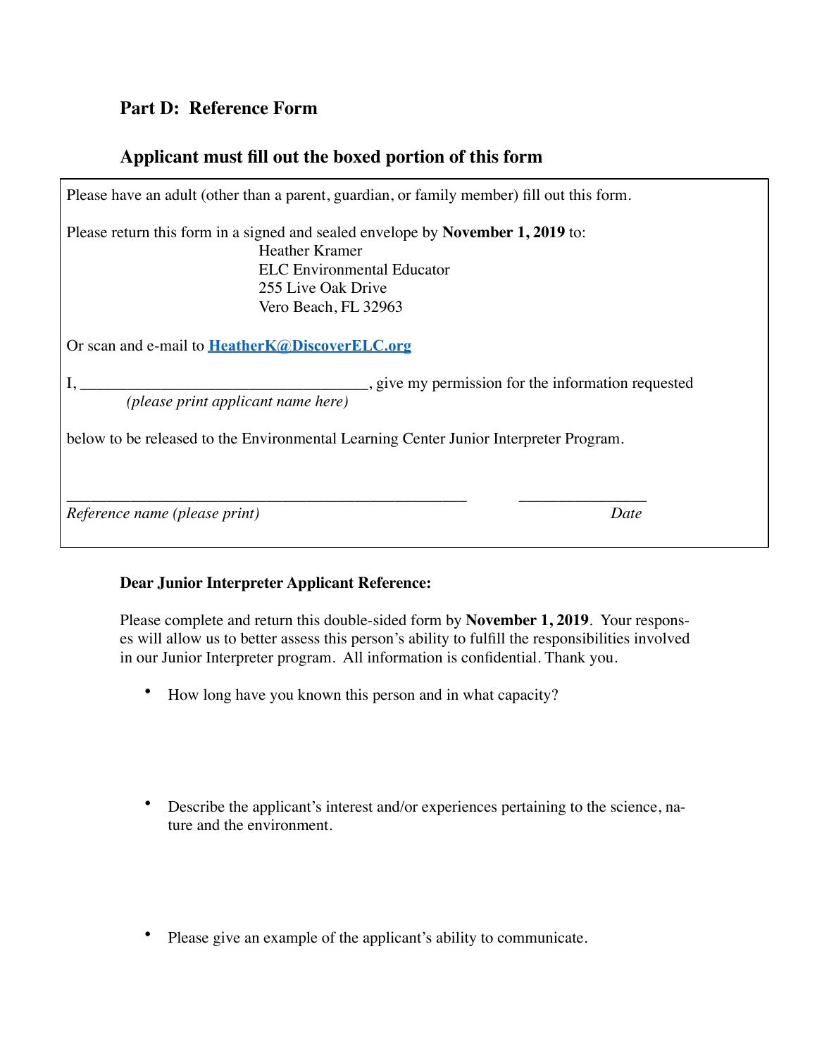## Part D: Reference Form

## Applicant must fill out the boxed portion of this form

Please have an adult (other than a parent, guardian, or family member) fill out this form.

Please return this form in a signed and sealed envelope by **November 1, 2019** to:

Heather Kramer
ELC Environmental Educator
255 Live Oak Drive
Vero Beach, FL 32963

Or scan and e-mail to **HeatherK@DiscoverELC.org**

I, ___________________________________, give my permission for the information requested
*(please print applicant name here)*

below to be released to the Environmental Learning Center Junior Interpreter Program.

_________________________________________________ ________________
*Reference name (please print)* *Date*

**Dear Junior Interpreter Applicant Reference:**

Please complete and return this double-sided form by **November 1, 2019**. Your responses will allow us to better assess this person's ability to fulfill the responsibilities involved in our Junior Interpreter program. All information is confidential. Thank you.

- How long have you known this person and in what capacity?

- Describe the applicant's interest and/or experiences pertaining to the science, nature and the environment.

- Please give an example of the applicant's ability to communicate.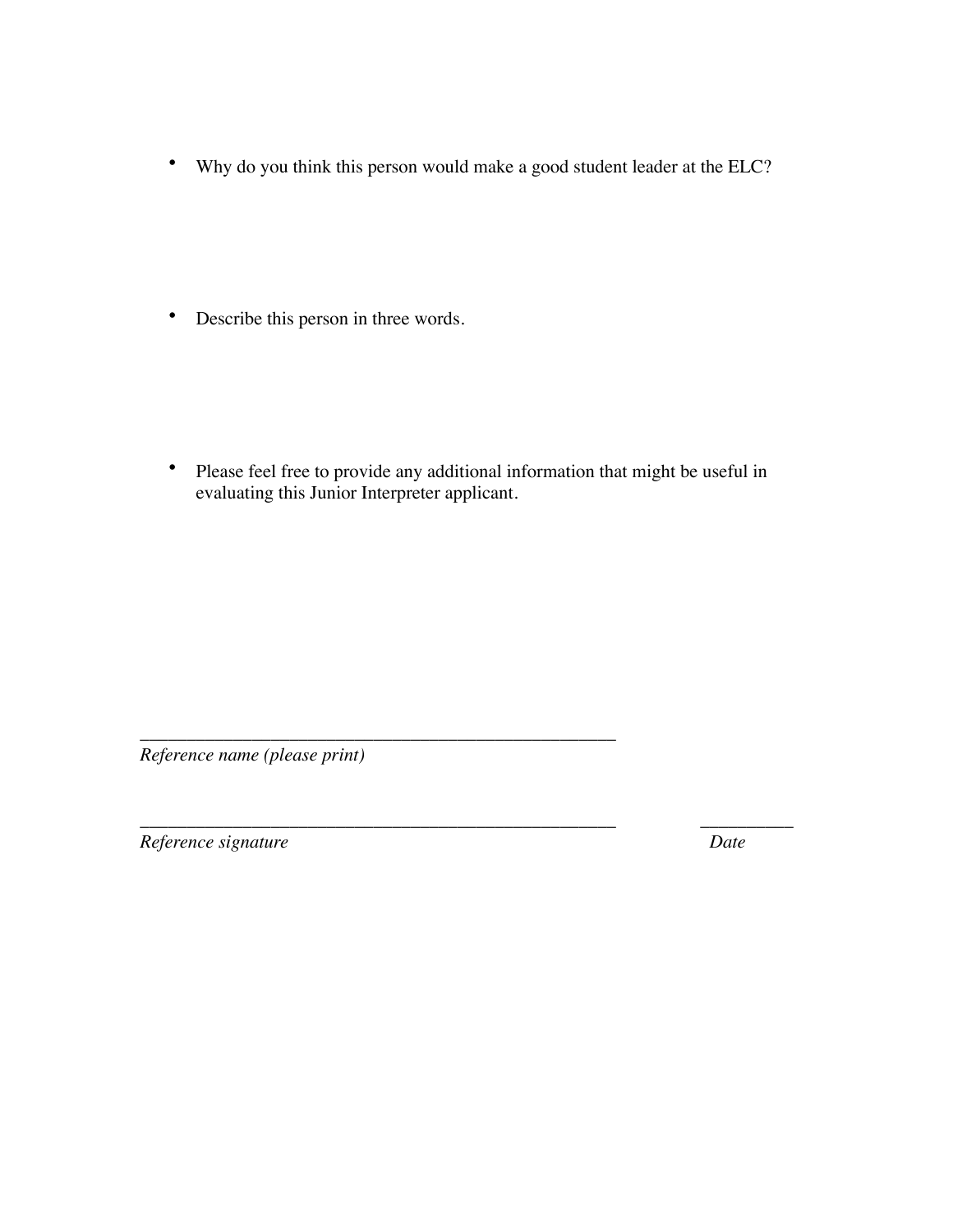- Why do you think this person would make a good student leader at the ELC?

- Describe this person in three words.

- Please feel free to provide any additional information that might be useful in evaluating this Junior Interpreter applicant.

_____________________________________________________

*Reference name (please print)*

_____________________________________________________ __________

*Reference signature* *Date*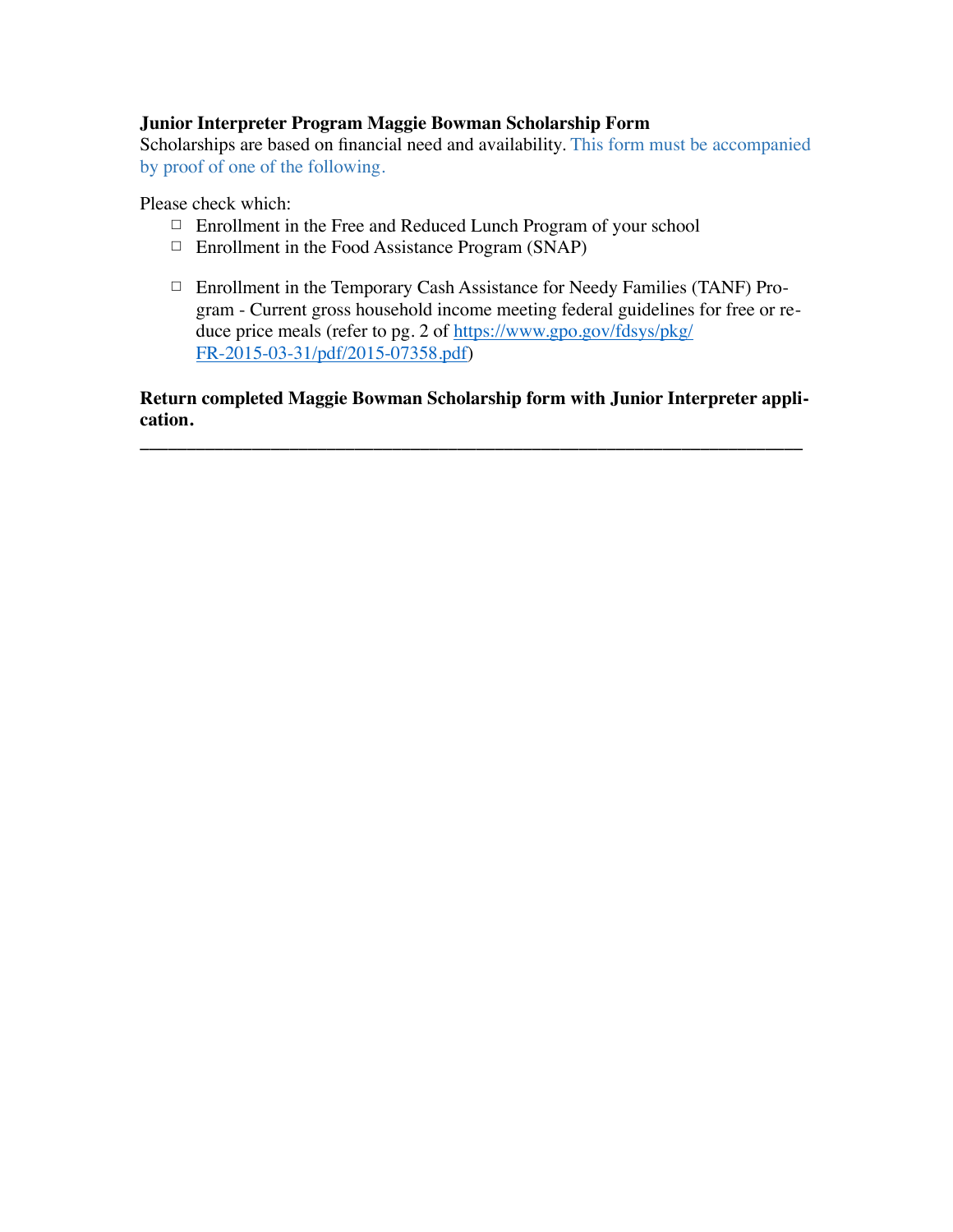**Junior Interpreter Program Maggie Bowman Scholarship Form**

Scholarships are based on financial need and availability. This form must be accompanied by proof of one of the following.

Please check which:

- ☐ Enrollment in the Free and Reduced Lunch Program of your school
- ☐ Enrollment in the Food Assistance Program (SNAP)
- ☐ Enrollment in the Temporary Cash Assistance for Needy Families (TANF) Program - Current gross household income meeting federal guidelines for free or reduce price meals (refer to pg. 2 of [https://www.gpo.gov/fdsys/pkg/FR-2015-03-31/pdf/2015-07358.pdf](https://www.gpo.gov/fdsys/pkg/FR-2015-03-31/pdf/2015-07358.pdf))

**Return completed Maggie Bowman Scholarship form with Junior Interpreter application.**

---